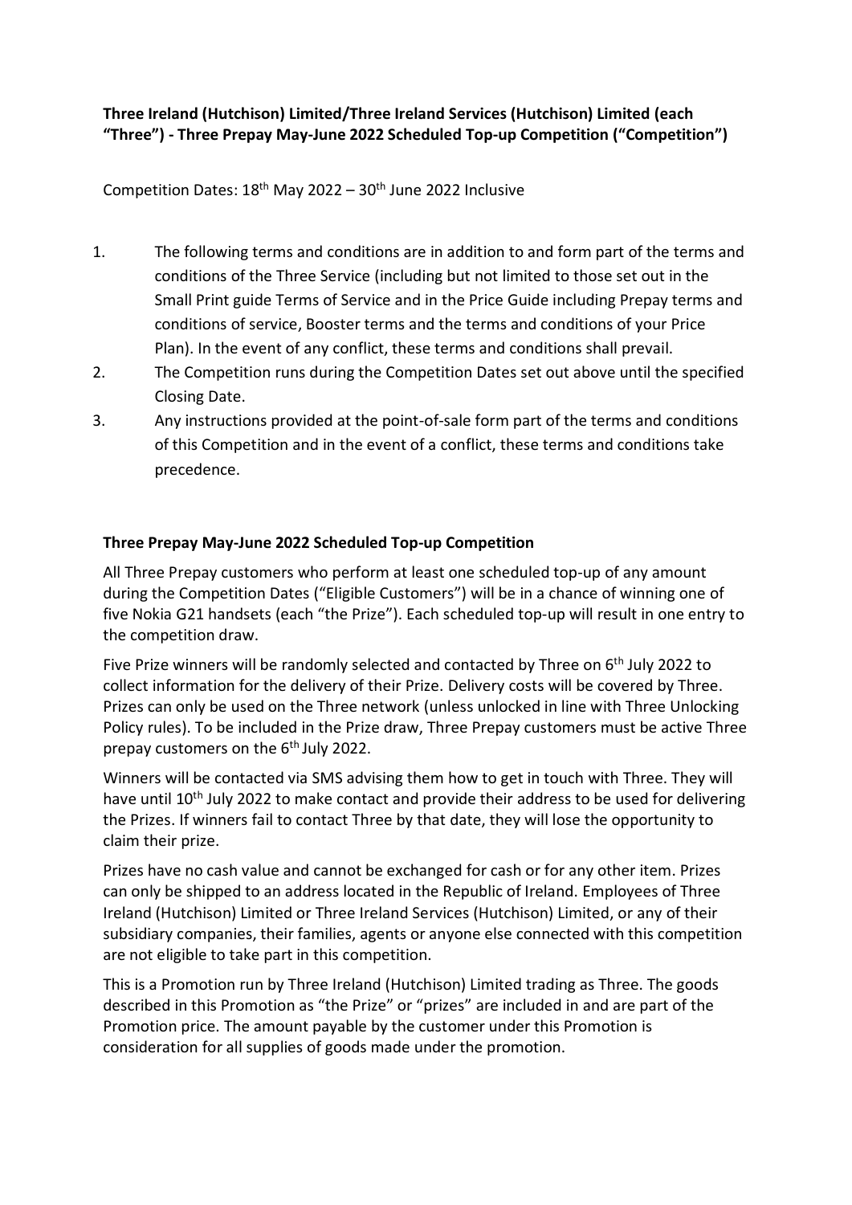**Three Ireland (Hutchison) Limited/Three Ireland Services (Hutchison) Limited (each "Three") - Three Prepay May-June 2022 Scheduled Top-up Competition ("Competition")**

Competition Dates: 18th May 2022 – 30th June 2022 Inclusive

1. The following terms and conditions are in addition to and form part of the terms and conditions of the Three Service (including but not limited to those set out in the Small Print guide Terms of Service and in the Price Guide including Prepay terms and conditions of service, Booster terms and the terms and conditions of your Price Plan). In the event of any conflict, these terms and conditions shall prevail.
2. The Competition runs during the Competition Dates set out above until the specified Closing Date.
3. Any instructions provided at the point-of-sale form part of the terms and conditions of this Competition and in the event of a conflict, these terms and conditions take precedence.

**Three Prepay May-June 2022 Scheduled Top-up Competition**

All Three Prepay customers who perform at least one scheduled top-up of any amount during the Competition Dates ("Eligible Customers") will be in a chance of winning one of five Nokia G21 handsets (each "the Prize"). Each scheduled top-up will result in one entry to the competition draw.

Five Prize winners will be randomly selected and contacted by Three on 6th July 2022 to collect information for the delivery of their Prize. Delivery costs will be covered by Three. Prizes can only be used on the Three network (unless unlocked in line with Three Unlocking Policy rules). To be included in the Prize draw, Three Prepay customers must be active Three prepay customers on the 6th July 2022.

Winners will be contacted via SMS advising them how to get in touch with Three. They will have until 10th July 2022 to make contact and provide their address to be used for delivering the Prizes. If winners fail to contact Three by that date, they will lose the opportunity to claim their prize.

Prizes have no cash value and cannot be exchanged for cash or for any other item. Prizes can only be shipped to an address located in the Republic of Ireland. Employees of Three Ireland (Hutchison) Limited or Three Ireland Services (Hutchison) Limited, or any of their subsidiary companies, their families, agents or anyone else connected with this competition are not eligible to take part in this competition.

This is a Promotion run by Three Ireland (Hutchison) Limited trading as Three. The goods described in this Promotion as "the Prize" or "prizes" are included in and are part of the Promotion price. The amount payable by the customer under this Promotion is consideration for all supplies of goods made under the promotion.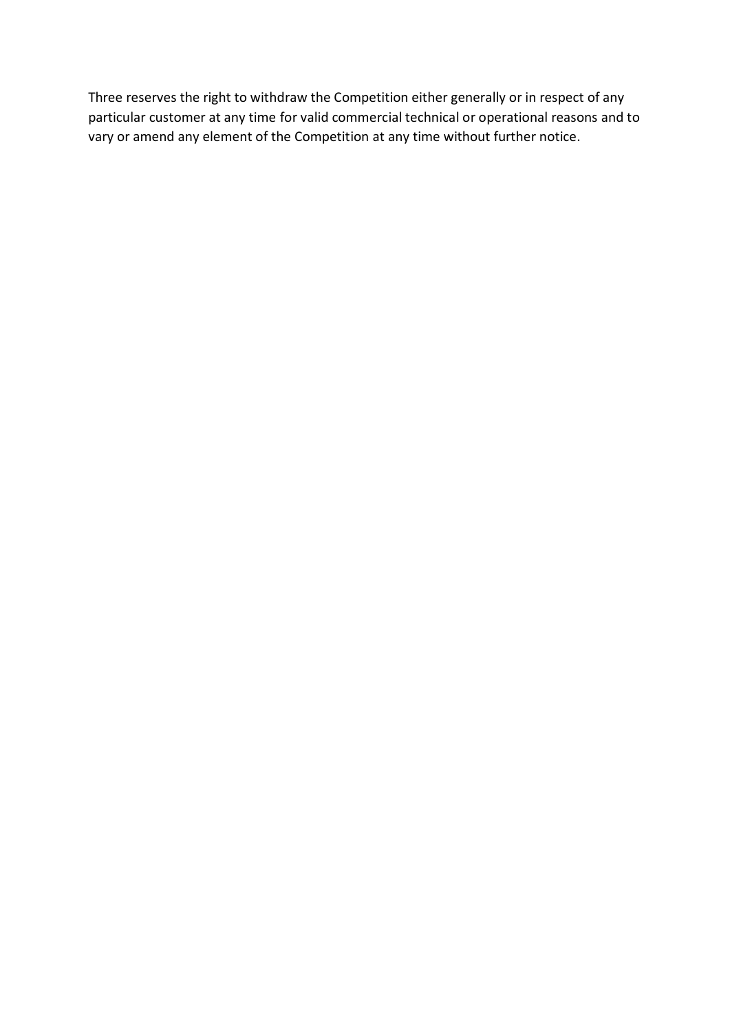Three reserves the right to withdraw the Competition either generally or in respect of any particular customer at any time for valid commercial technical or operational reasons and to vary or amend any element of the Competition at any time without further notice.